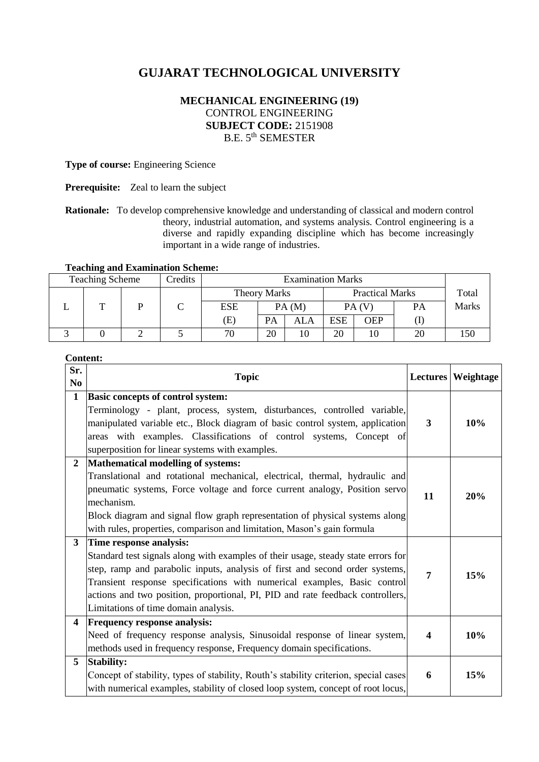# GUJARAT TECHNOLOGICAL UNIVERSITY

**MECHANICAL ENGINEERING (19)**
CONTROL ENGINEERING
**SUBJECT CODE:** 2151908
B.E. 5th SEMESTER

**Type of course:** Engineering Science

**Prerequisite:** Zeal to learn the subject

**Rationale:** To develop comprehensive knowledge and understanding of classical and modern control theory, industrial automation, and systems analysis. Control engineering is a diverse and rapidly expanding discipline which has become increasingly important in a wide range of industries.

**Teaching and Examination Scheme:**

| Teaching Scheme | | | Credits | Examination Marks | | | | | | Total Marks |
|---|---|---|---|---|---|---|---|---|---|---|
| | | | | Theory Marks | | | Practical Marks | | | |
| L | T | P | C | ESE | PA (M) | | PA (V) | | PA | |
| | | | | (E) | PA | ALA | ESE | OEP | (I) | |
| 3 | 0 | 2 | 5 | 70 | 20 | 10 | 20 | 10 | 20 | 150 |

**Content:**

| Sr. No | Topic | Lectures | Weightage |
|---|---|---|---|
| **1** | **Basic concepts of control system:** Terminology - plant, process, system, disturbances, controlled variable, manipulated variable etc., Block diagram of basic control system, application areas with examples. Classifications of control systems, Concept of superposition for linear systems with examples. | **3** | **10%** |
| **2** | **Mathematical modelling of systems:** Translational and rotational mechanical, electrical, thermal, hydraulic and pneumatic systems, Force voltage and force current analogy, Position servo mechanism. Block diagram and signal flow graph representation of physical systems along with rules, properties, comparison and limitation, Mason's gain formula | **11** | **20%** |
| **3** | **Time response analysis:** Standard test signals along with examples of their usage, steady state errors for step, ramp and parabolic inputs, analysis of first and second order systems, Transient response specifications with numerical examples, Basic control actions and two position, proportional, PI, PID and rate feedback controllers, Limitations of time domain analysis. | **7** | **15%** |
| **4** | **Frequency response analysis:** Need of frequency response analysis, Sinusoidal response of linear system, methods used in frequency response, Frequency domain specifications. | **4** | **10%** |
| **5** | **Stability:** Concept of stability, types of stability, Routh's stability criterion, special cases with numerical examples, stability of closed loop system, concept of root locus, | **6** | **15%** |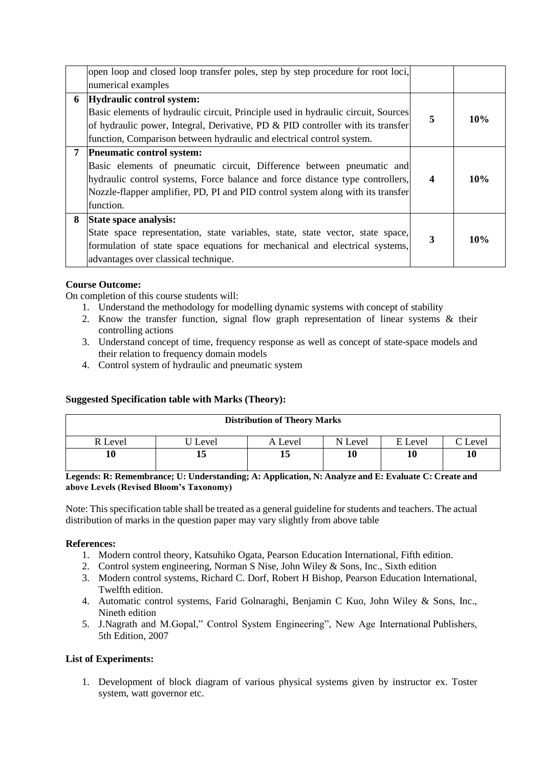|   |   |   |   |
|---|---|---|---|
|   | open loop and closed loop transfer poles, step by step procedure for root loci, numerical examples |   |   |
| 6 | **Hydraulic control system:** Basic elements of hydraulic circuit, Principle used in hydraulic circuit, Sources of hydraulic power, Integral, Derivative, PD & PID controller with its transfer function, Comparison between hydraulic and electrical control system. | **5** | **10%** |
| 7 | **Pneumatic control system:** Basic elements of pneumatic circuit, Difference between pneumatic and hydraulic control systems, Force balance and force distance type controllers, Nozzle-flapper amplifier, PD, PI and PID control system along with its transfer function. | **4** | **10%** |
| 8 | **State space analysis:** State space representation, state variables, state, state vector, state space, formulation of state space equations for mechanical and electrical systems, advantages over classical technique. | **3** | **10%** |

**Course Outcome:**

On completion of this course students will:

1. Understand the methodology for modelling dynamic systems with concept of stability
2. Know the transfer function, signal flow graph representation of linear systems & their controlling actions
3. Understand concept of time, frequency response as well as concept of state-space models and their relation to frequency domain models
4. Control system of hydraulic and pneumatic system

**Suggested Specification table with Marks (Theory):**

| **Distribution of Theory Marks** | | | | | |
|---|---|---|---|---|---|
| R Level | U Level | A Level | N Level | E Level | C Level |
| **10** | **15** | **15** | **10** | **10** | **10** |

**Legends: R: Remembrance; U: Understanding; A: Application, N: Analyze and E: Evaluate C: Create and above Levels (Revised Bloom's Taxonomy)**

Note: This specification table shall be treated as a general guideline for students and teachers. The actual distribution of marks in the question paper may vary slightly from above table

**References:**

1. Modern control theory, Katsuhiko Ogata, Pearson Education International, Fifth edition.
2. Control system engineering, Norman S Nise, John Wiley & Sons, Inc., Sixth edition
3. Modern control systems, Richard C. Dorf, Robert H Bishop, Pearson Education International, Twelfth edition.
4. Automatic control systems, Farid Golnaraghi, Benjamin C Kuo, John Wiley & Sons, Inc., Nineth edition
5. J.Nagrath and M.Gopal," Control System Engineering", New Age International Publishers, 5th Edition, 2007

**List of Experiments:**

1. Development of block diagram of various physical systems given by instructor ex. Toster system, watt governor etc.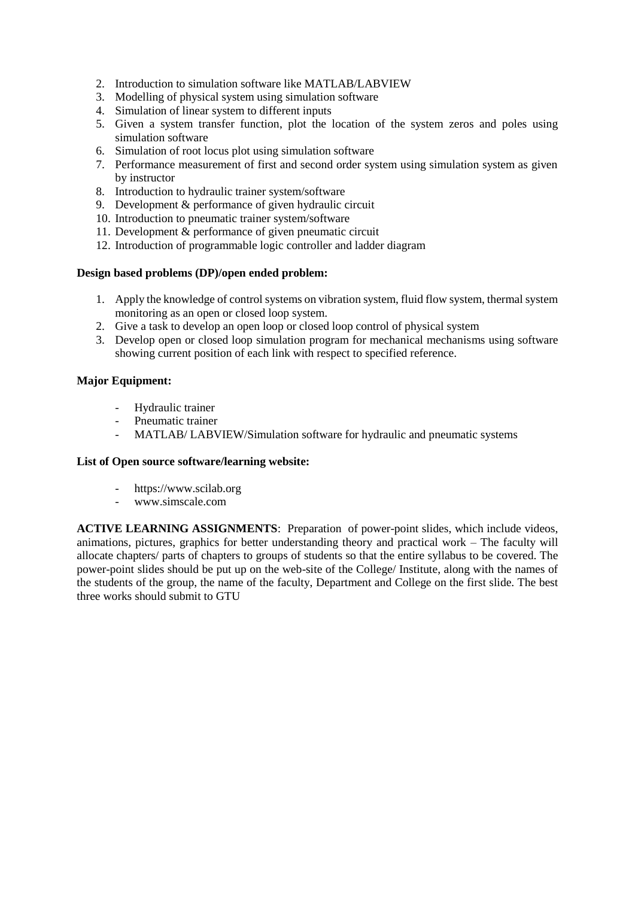2. Introduction to simulation software like MATLAB/LABVIEW
3. Modelling of physical system using simulation software
4. Simulation of linear system to different inputs
5. Given a system transfer function, plot the location of the system zeros and poles using simulation software
6. Simulation of root locus plot using simulation software
7. Performance measurement of first and second order system using simulation system as given by instructor
8. Introduction to hydraulic trainer system/software
9. Development & performance of given hydraulic circuit
10. Introduction to pneumatic trainer system/software
11. Development & performance of given pneumatic circuit
12. Introduction of programmable logic controller and ladder diagram

**Design based problems (DP)/open ended problem:**

1. Apply the knowledge of control systems on vibration system, fluid flow system, thermal system monitoring as an open or closed loop system.
2. Give a task to develop an open loop or closed loop control of physical system
3. Develop open or closed loop simulation program for mechanical mechanisms using software showing current position of each link with respect to specified reference.

**Major Equipment:**

- Hydraulic trainer
- Pneumatic trainer
- MATLAB/ LABVIEW/Simulation software for hydraulic and pneumatic systems

**List of Open source software/learning website:**

- https://www.scilab.org
- www.simscale.com

**ACTIVE LEARNING ASSIGNMENTS**: Preparation of power-point slides, which include videos, animations, pictures, graphics for better understanding theory and practical work – The faculty will allocate chapters/ parts of chapters to groups of students so that the entire syllabus to be covered. The power-point slides should be put up on the web-site of the College/ Institute, along with the names of the students of the group, the name of the faculty, Department and College on the first slide. The best three works should submit to GTU